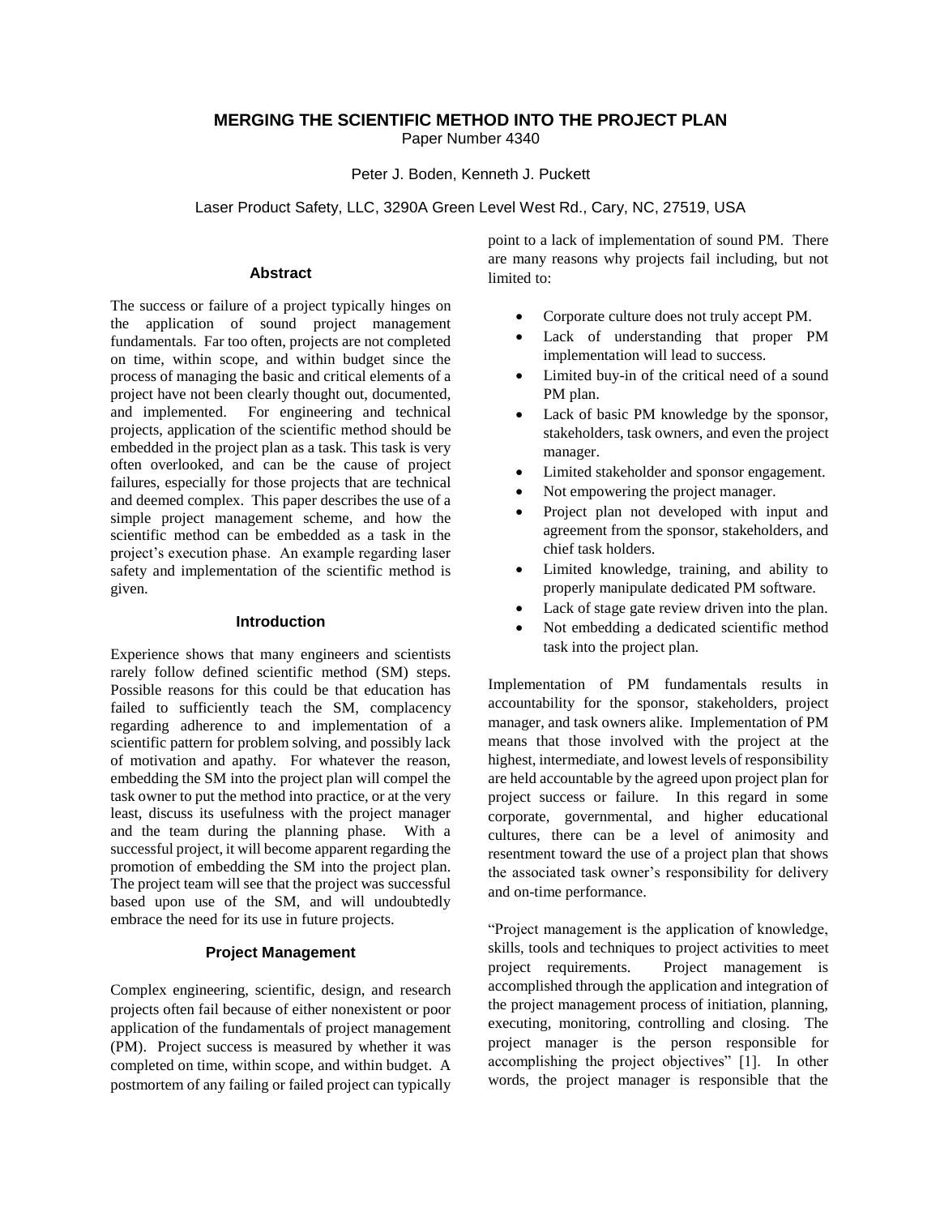# MERGING THE SCIENTIFIC METHOD INTO THE PROJECT PLAN

Paper Number 4340

Peter J. Boden, Kenneth J. Puckett

Laser Product Safety, LLC, 3290A Green Level West Rd., Cary, NC, 27519, USA

## Abstract

The success or failure of a project typically hinges on the application of sound project management fundamentals. Far too often, projects are not completed on time, within scope, and within budget since the process of managing the basic and critical elements of a project have not been clearly thought out, documented, and implemented. For engineering and technical projects, application of the scientific method should be embedded in the project plan as a task. This task is very often overlooked, and can be the cause of project failures, especially for those projects that are technical and deemed complex. This paper describes the use of a simple project management scheme, and how the scientific method can be embedded as a task in the project's execution phase. An example regarding laser safety and implementation of the scientific method is given.

## Introduction

Experience shows that many engineers and scientists rarely follow defined scientific method (SM) steps. Possible reasons for this could be that education has failed to sufficiently teach the SM, complacency regarding adherence to and implementation of a scientific pattern for problem solving, and possibly lack of motivation and apathy. For whatever the reason, embedding the SM into the project plan will compel the task owner to put the method into practice, or at the very least, discuss its usefulness with the project manager and the team during the planning phase. With a successful project, it will become apparent regarding the promotion of embedding the SM into the project plan. The project team will see that the project was successful based upon use of the SM, and will undoubtedly embrace the need for its use in future projects.

## Project Management

Complex engineering, scientific, design, and research projects often fail because of either nonexistent or poor application of the fundamentals of project management (PM). Project success is measured by whether it was completed on time, within scope, and within budget. A postmortem of any failing or failed project can typically point to a lack of implementation of sound PM. There are many reasons why projects fail including, but not limited to:

- Corporate culture does not truly accept PM.
- Lack of understanding that proper PM implementation will lead to success.
- Limited buy-in of the critical need of a sound PM plan.
- Lack of basic PM knowledge by the sponsor, stakeholders, task owners, and even the project manager.
- Limited stakeholder and sponsor engagement.
- Not empowering the project manager.
- Project plan not developed with input and agreement from the sponsor, stakeholders, and chief task holders.
- Limited knowledge, training, and ability to properly manipulate dedicated PM software.
- Lack of stage gate review driven into the plan.
- Not embedding a dedicated scientific method task into the project plan.

Implementation of PM fundamentals results in accountability for the sponsor, stakeholders, project manager, and task owners alike. Implementation of PM means that those involved with the project at the highest, intermediate, and lowest levels of responsibility are held accountable by the agreed upon project plan for project success or failure. In this regard in some corporate, governmental, and higher educational cultures, there can be a level of animosity and resentment toward the use of a project plan that shows the associated task owner's responsibility for delivery and on-time performance.

"Project management is the application of knowledge, skills, tools and techniques to project activities to meet project requirements. Project management is accomplished through the application and integration of the project management process of initiation, planning, executing, monitoring, controlling and closing. The project manager is the person responsible for accomplishing the project objectives" [1]. In other words, the project manager is responsible that the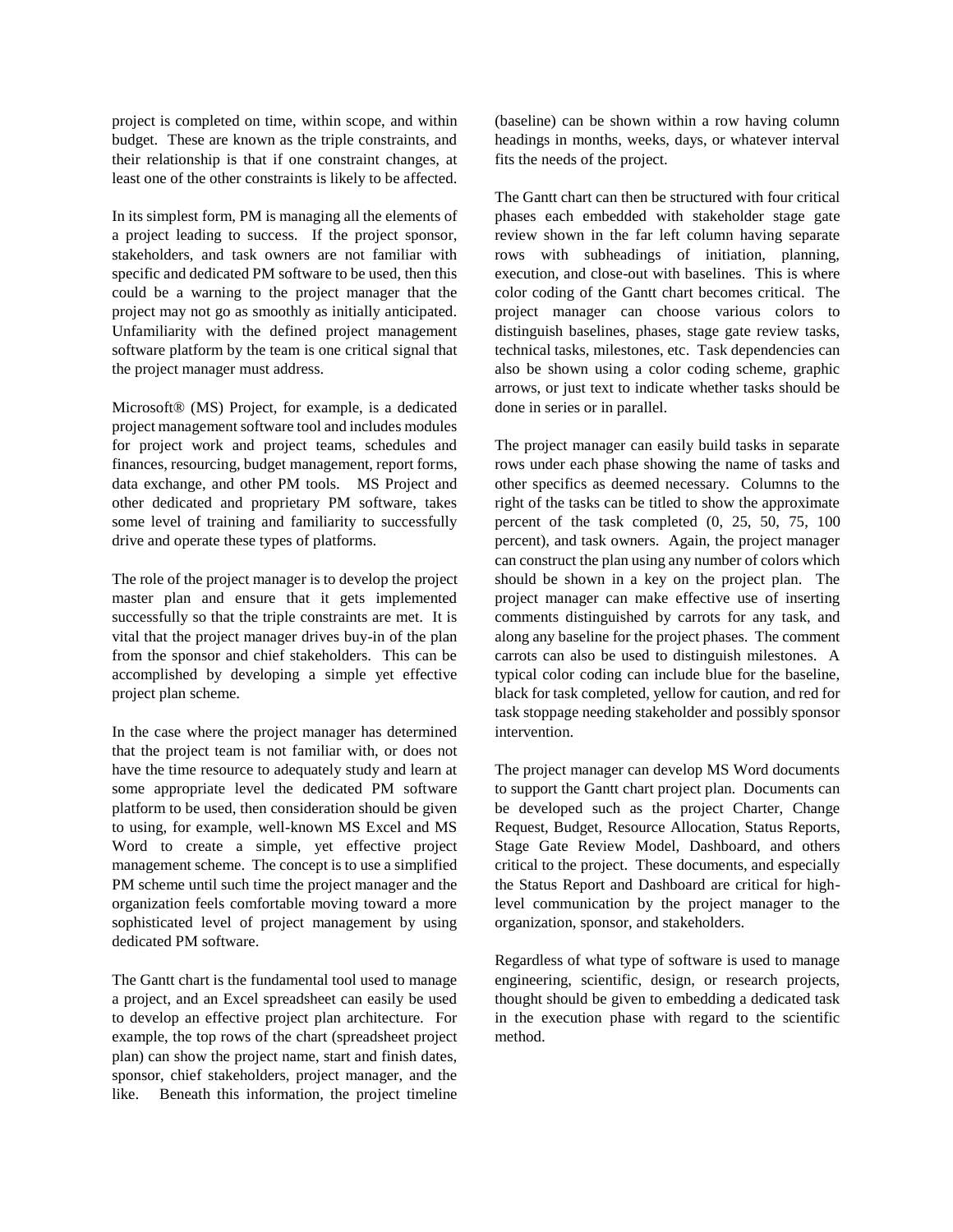project is completed on time, within scope, and within budget. These are known as the triple constraints, and their relationship is that if one constraint changes, at least one of the other constraints is likely to be affected.

In its simplest form, PM is managing all the elements of a project leading to success. If the project sponsor, stakeholders, and task owners are not familiar with specific and dedicated PM software to be used, then this could be a warning to the project manager that the project may not go as smoothly as initially anticipated. Unfamiliarity with the defined project management software platform by the team is one critical signal that the project manager must address.

Microsoft® (MS) Project, for example, is a dedicated project management software tool and includes modules for project work and project teams, schedules and finances, resourcing, budget management, report forms, data exchange, and other PM tools. MS Project and other dedicated and proprietary PM software, takes some level of training and familiarity to successfully drive and operate these types of platforms.

The role of the project manager is to develop the project master plan and ensure that it gets implemented successfully so that the triple constraints are met. It is vital that the project manager drives buy-in of the plan from the sponsor and chief stakeholders. This can be accomplished by developing a simple yet effective project plan scheme.

In the case where the project manager has determined that the project team is not familiar with, or does not have the time resource to adequately study and learn at some appropriate level the dedicated PM software platform to be used, then consideration should be given to using, for example, well-known MS Excel and MS Word to create a simple, yet effective project management scheme. The concept is to use a simplified PM scheme until such time the project manager and the organization feels comfortable moving toward a more sophisticated level of project management by using dedicated PM software.

The Gantt chart is the fundamental tool used to manage a project, and an Excel spreadsheet can easily be used to develop an effective project plan architecture. For example, the top rows of the chart (spreadsheet project plan) can show the project name, start and finish dates, sponsor, chief stakeholders, project manager, and the like. Beneath this information, the project timeline (baseline) can be shown within a row having column headings in months, weeks, days, or whatever interval fits the needs of the project.

The Gantt chart can then be structured with four critical phases each embedded with stakeholder stage gate review shown in the far left column having separate rows with subheadings of initiation, planning, execution, and close-out with baselines. This is where color coding of the Gantt chart becomes critical. The project manager can choose various colors to distinguish baselines, phases, stage gate review tasks, technical tasks, milestones, etc. Task dependencies can also be shown using a color coding scheme, graphic arrows, or just text to indicate whether tasks should be done in series or in parallel.

The project manager can easily build tasks in separate rows under each phase showing the name of tasks and other specifics as deemed necessary. Columns to the right of the tasks can be titled to show the approximate percent of the task completed (0, 25, 50, 75, 100 percent), and task owners. Again, the project manager can construct the plan using any number of colors which should be shown in a key on the project plan. The project manager can make effective use of inserting comments distinguished by carrots for any task, and along any baseline for the project phases. The comment carrots can also be used to distinguish milestones. A typical color coding can include blue for the baseline, black for task completed, yellow for caution, and red for task stoppage needing stakeholder and possibly sponsor intervention.

The project manager can develop MS Word documents to support the Gantt chart project plan. Documents can be developed such as the project Charter, Change Request, Budget, Resource Allocation, Status Reports, Stage Gate Review Model, Dashboard, and others critical to the project. These documents, and especially the Status Report and Dashboard are critical for high-level communication by the project manager to the organization, sponsor, and stakeholders.

Regardless of what type of software is used to manage engineering, scientific, design, or research projects, thought should be given to embedding a dedicated task in the execution phase with regard to the scientific method.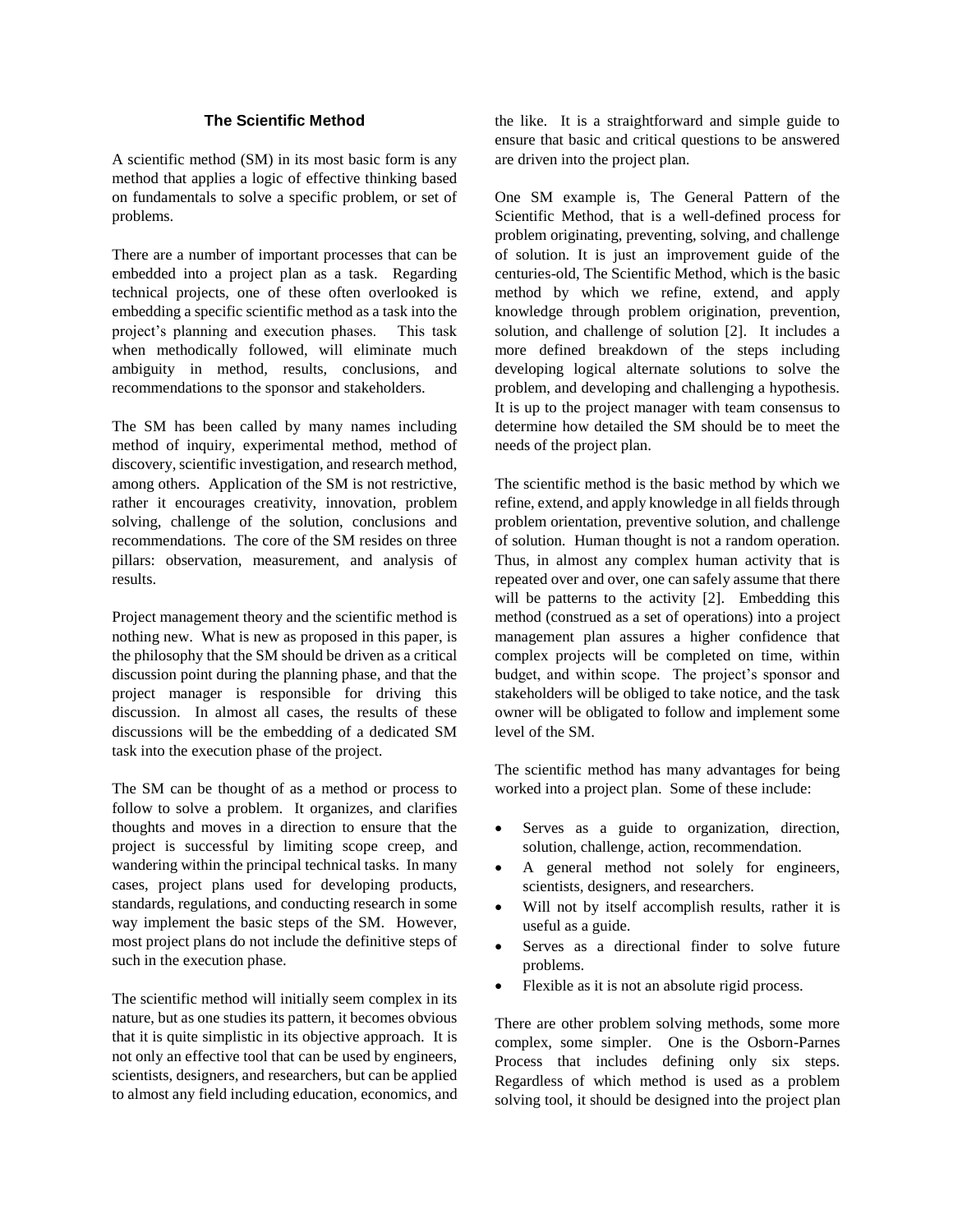### The Scientific Method

A scientific method (SM) in its most basic form is any method that applies a logic of effective thinking based on fundamentals to solve a specific problem, or set of problems.

There are a number of important processes that can be embedded into a project plan as a task. Regarding technical projects, one of these often overlooked is embedding a specific scientific method as a task into the project's planning and execution phases. This task when methodically followed, will eliminate much ambiguity in method, results, conclusions, and recommendations to the sponsor and stakeholders.

The SM has been called by many names including method of inquiry, experimental method, method of discovery, scientific investigation, and research method, among others. Application of the SM is not restrictive, rather it encourages creativity, innovation, problem solving, challenge of the solution, conclusions and recommendations. The core of the SM resides on three pillars: observation, measurement, and analysis of results.

Project management theory and the scientific method is nothing new. What is new as proposed in this paper, is the philosophy that the SM should be driven as a critical discussion point during the planning phase, and that the project manager is responsible for driving this discussion. In almost all cases, the results of these discussions will be the embedding of a dedicated SM task into the execution phase of the project.

The SM can be thought of as a method or process to follow to solve a problem. It organizes, and clarifies thoughts and moves in a direction to ensure that the project is successful by limiting scope creep, and wandering within the principal technical tasks. In many cases, project plans used for developing products, standards, regulations, and conducting research in some way implement the basic steps of the SM. However, most project plans do not include the definitive steps of such in the execution phase.

The scientific method will initially seem complex in its nature, but as one studies its pattern, it becomes obvious that it is quite simplistic in its objective approach. It is not only an effective tool that can be used by engineers, scientists, designers, and researchers, but can be applied to almost any field including education, economics, and the like. It is a straightforward and simple guide to ensure that basic and critical questions to be answered are driven into the project plan.

One SM example is, The General Pattern of the Scientific Method, that is a well-defined process for problem originating, preventing, solving, and challenge of solution. It is just an improvement guide of the centuries-old, The Scientific Method, which is the basic method by which we refine, extend, and apply knowledge through problem origination, prevention, solution, and challenge of solution [2]. It includes a more defined breakdown of the steps including developing logical alternate solutions to solve the problem, and developing and challenging a hypothesis. It is up to the project manager with team consensus to determine how detailed the SM should be to meet the needs of the project plan.

The scientific method is the basic method by which we refine, extend, and apply knowledge in all fields through problem orientation, preventive solution, and challenge of solution. Human thought is not a random operation. Thus, in almost any complex human activity that is repeated over and over, one can safely assume that there will be patterns to the activity [2]. Embedding this method (construed as a set of operations) into a project management plan assures a higher confidence that complex projects will be completed on time, within budget, and within scope. The project's sponsor and stakeholders will be obliged to take notice, and the task owner will be obligated to follow and implement some level of the SM.

The scientific method has many advantages for being worked into a project plan. Some of these include:

- Serves as a guide to organization, direction, solution, challenge, action, recommendation.
- A general method not solely for engineers, scientists, designers, and researchers.
- Will not by itself accomplish results, rather it is useful as a guide.
- Serves as a directional finder to solve future problems.
- Flexible as it is not an absolute rigid process.

There are other problem solving methods, some more complex, some simpler. One is the Osborn-Parnes Process that includes defining only six steps. Regardless of which method is used as a problem solving tool, it should be designed into the project plan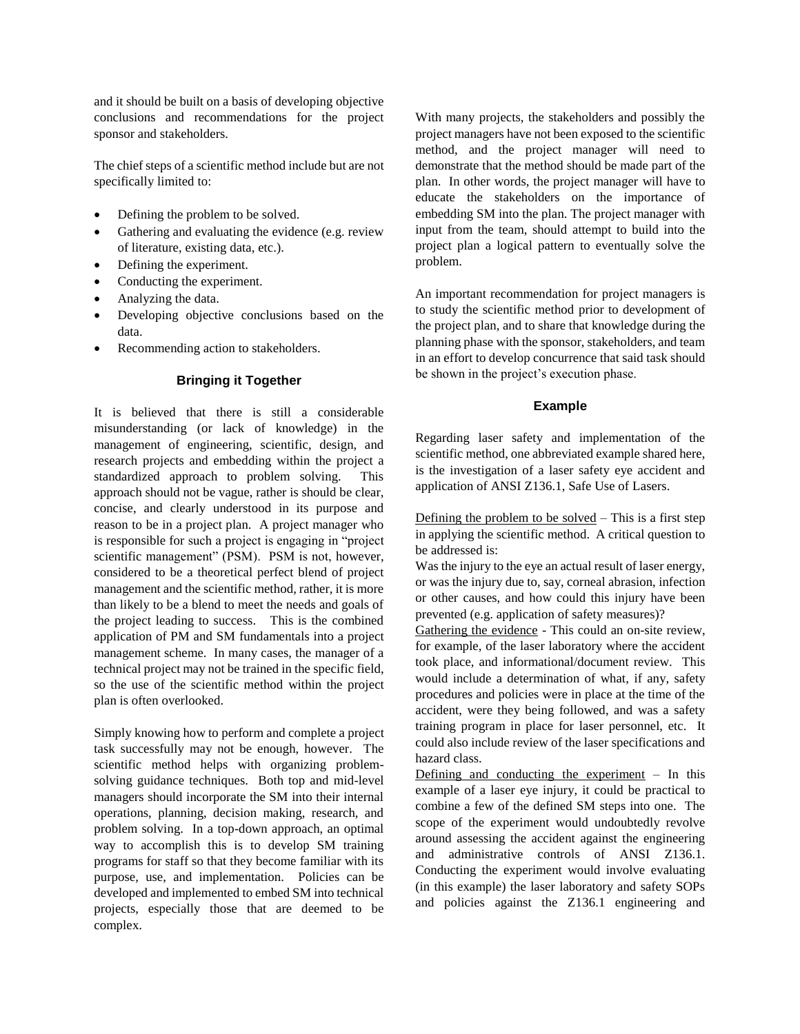and it should be built on a basis of developing objective conclusions and recommendations for the project sponsor and stakeholders.

The chief steps of a scientific method include but are not specifically limited to:

- Defining the problem to be solved.
- Gathering and evaluating the evidence (e.g. review of literature, existing data, etc.).
- Defining the experiment.
- Conducting the experiment.
- Analyzing the data.
- Developing objective conclusions based on the data.
- Recommending action to stakeholders.

### Bringing it Together

It is believed that there is still a considerable misunderstanding (or lack of knowledge) in the management of engineering, scientific, design, and research projects and embedding within the project a standardized approach to problem solving. This approach should not be vague, rather is should be clear, concise, and clearly understood in its purpose and reason to be in a project plan. A project manager who is responsible for such a project is engaging in "project scientific management" (PSM). PSM is not, however, considered to be a theoretical perfect blend of project management and the scientific method, rather, it is more than likely to be a blend to meet the needs and goals of the project leading to success. This is the combined application of PM and SM fundamentals into a project management scheme. In many cases, the manager of a technical project may not be trained in the specific field, so the use of the scientific method within the project plan is often overlooked.

Simply knowing how to perform and complete a project task successfully may not be enough, however. The scientific method helps with organizing problem-solving guidance techniques. Both top and mid-level managers should incorporate the SM into their internal operations, planning, decision making, research, and problem solving. In a top-down approach, an optimal way to accomplish this is to develop SM training programs for staff so that they become familiar with its purpose, use, and implementation. Policies can be developed and implemented to embed SM into technical projects, especially those that are deemed to be complex.

With many projects, the stakeholders and possibly the project managers have not been exposed to the scientific method, and the project manager will need to demonstrate that the method should be made part of the plan. In other words, the project manager will have to educate the stakeholders on the importance of embedding SM into the plan. The project manager with input from the team, should attempt to build into the project plan a logical pattern to eventually solve the problem.

An important recommendation for project managers is to study the scientific method prior to development of the project plan, and to share that knowledge during the planning phase with the sponsor, stakeholders, and team in an effort to develop concurrence that said task should be shown in the project's execution phase.

### Example

Regarding laser safety and implementation of the scientific method, one abbreviated example shared here, is the investigation of a laser safety eye accident and application of ANSI Z136.1, Safe Use of Lasers.

Defining the problem to be solved – This is a first step in applying the scientific method. A critical question to be addressed is:

Was the injury to the eye an actual result of laser energy, or was the injury due to, say, corneal abrasion, infection or other causes, and how could this injury have been prevented (e.g. application of safety measures)?

Gathering the evidence - This could an on-site review, for example, of the laser laboratory where the accident took place, and informational/document review. This would include a determination of what, if any, safety procedures and policies were in place at the time of the accident, were they being followed, and was a safety training program in place for laser personnel, etc. It could also include review of the laser specifications and hazard class.

Defining and conducting the experiment – In this example of a laser eye injury, it could be practical to combine a few of the defined SM steps into one. The scope of the experiment would undoubtedly revolve around assessing the accident against the engineering and administrative controls of ANSI Z136.1. Conducting the experiment would involve evaluating (in this example) the laser laboratory and safety SOPs and policies against the Z136.1 engineering and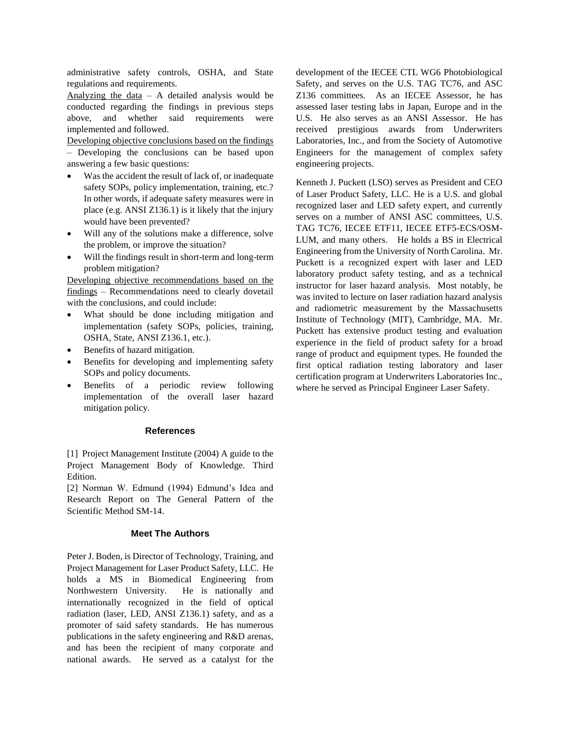administrative safety controls, OSHA, and State regulations and requirements.

Analyzing the data – A detailed analysis would be conducted regarding the findings in previous steps above, and whether said requirements were implemented and followed.

Developing objective conclusions based on the findings – Developing the conclusions can be based upon answering a few basic questions:

- Was the accident the result of lack of, or inadequate safety SOPs, policy implementation, training, etc.? In other words, if adequate safety measures were in place (e.g. ANSI Z136.1) is it likely that the injury would have been prevented?
- Will any of the solutions make a difference, solve the problem, or improve the situation?
- Will the findings result in short-term and long-term problem mitigation?

Developing objective recommendations based on the findings – Recommendations need to clearly dovetail with the conclusions, and could include:

- What should be done including mitigation and implementation (safety SOPs, policies, training, OSHA, State, ANSI Z136.1, etc.).
- Benefits of hazard mitigation.
- Benefits for developing and implementing safety SOPs and policy documents.
- Benefits of a periodic review following implementation of the overall laser hazard mitigation policy.

## References

[1] Project Management Institute (2004) A guide to the Project Management Body of Knowledge. Third Edition.

[2] Norman W. Edmund (1994) Edmund's Idea and Research Report on The General Pattern of the Scientific Method SM-14.

## Meet The Authors

Peter J. Boden, is Director of Technology, Training, and Project Management for Laser Product Safety, LLC. He holds a MS in Biomedical Engineering from Northwestern University. He is nationally and internationally recognized in the field of optical radiation (laser, LED, ANSI Z136.1) safety, and as a promoter of said safety standards. He has numerous publications in the safety engineering and R&D arenas, and has been the recipient of many corporate and national awards. He served as a catalyst for the development of the IECEE CTL WG6 Photobiological Safety, and serves on the U.S. TAG TC76, and ASC Z136 committees. As an IECEE Assessor, he has assessed laser testing labs in Japan, Europe and in the U.S. He also serves as an ANSI Assessor. He has received prestigious awards from Underwriters Laboratories, Inc., and from the Society of Automotive Engineers for the management of complex safety engineering projects.

Kenneth J. Puckett (LSO) serves as President and CEO of Laser Product Safety, LLC. He is a U.S. and global recognized laser and LED safety expert, and currently serves on a number of ANSI ASC committees, U.S. TAG TC76, IECEE ETF11, IECEE ETF5-ECS/OSM-LUM, and many others. He holds a BS in Electrical Engineering from the University of North Carolina. Mr. Puckett is a recognized expert with laser and LED laboratory product safety testing, and as a technical instructor for laser hazard analysis. Most notably, he was invited to lecture on laser radiation hazard analysis and radiometric measurement by the Massachusetts Institute of Technology (MIT), Cambridge, MA. Mr. Puckett has extensive product testing and evaluation experience in the field of product safety for a broad range of product and equipment types. He founded the first optical radiation testing laboratory and laser certification program at Underwriters Laboratories Inc., where he served as Principal Engineer Laser Safety.